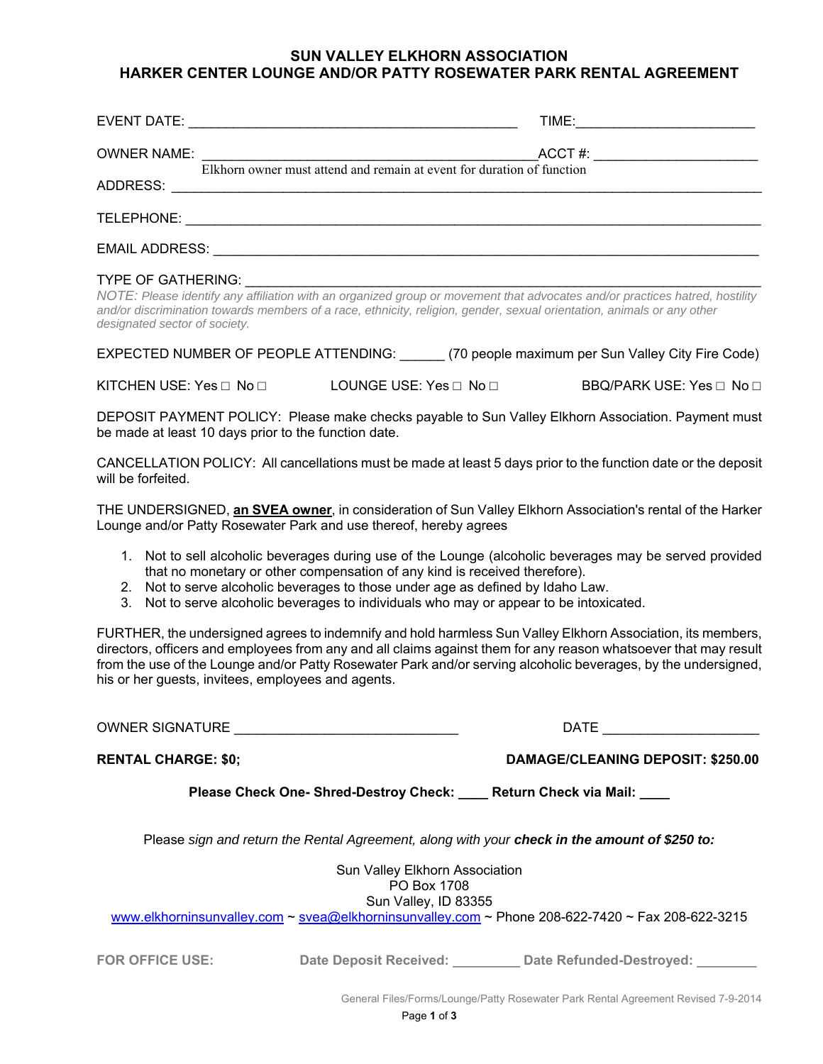# SUN VALLEY ELKHORN ASSOCIATION
## HARKER CENTER LOUNGE AND/OR PATTY ROSEWATER PARK RENTAL AGREEMENT

EVENT DATE: ___________________________________________ TIME: ______________________

OWNER NAME: ___________________________________________ ACCT #: ____________________
Elkhorn owner must attend and remain at event for duration of function

ADDRESS: ________________________________________________________________________

TELEPHONE: ______________________________________________________________________

EMAIL ADDRESS: ___________________________________________________________________

TYPE OF GATHERING: _______________________________________________________________

*NOTE: Please identify any affiliation with an organized group or movement that advocates and/or practices hatred, hostility and/or discrimination towards members of a race, ethnicity, religion, gender, sexual orientation, animals or any other designated sector of society.*

EXPECTED NUMBER OF PEOPLE ATTENDING: ______ (70 people maximum per Sun Valley City Fire Code)

KITCHEN USE: Yes □ No □ LOUNGE USE: Yes □ No □ BBQ/PARK USE: Yes □ No □

DEPOSIT PAYMENT POLICY: Please make checks payable to Sun Valley Elkhorn Association. Payment must be made at least 10 days prior to the function date.

CANCELLATION POLICY: All cancellations must be made at least 5 days prior to the function date or the deposit will be forfeited.

THE UNDERSIGNED, **an SVEA owner**, in consideration of Sun Valley Elkhorn Association's rental of the Harker Lounge and/or Patty Rosewater Park and use thereof, hereby agrees

1. Not to sell alcoholic beverages during use of the Lounge (alcoholic beverages may be served provided that no monetary or other compensation of any kind is received therefore).
2. Not to serve alcoholic beverages to those under age as defined by Idaho Law.
3. Not to serve alcoholic beverages to individuals who may or appear to be intoxicated.

FURTHER, the undersigned agrees to indemnify and hold harmless Sun Valley Elkhorn Association, its members, directors, officers and employees from any and all claims against them for any reason whatsoever that may result from the use of the Lounge and/or Patty Rosewater Park and/or serving alcoholic beverages, by the undersigned, his or her guests, invitees, employees and agents.

OWNER SIGNATURE _____________________________ DATE ____________________

**RENTAL CHARGE: $0;** **DAMAGE/CLEANING DEPOSIT: $250.00**

**Please Check One- Shred-Destroy Check: ____ Return Check via Mail: ____**

Please *sign and return the Rental Agreement, along with your* ***check in the amount of $250 to:***

Sun Valley Elkhorn Association
PO Box 1708
Sun Valley, ID 83355
www.elkhorninsunvalley.com ~ svea@elkhorninsunvalley.com ~ Phone 208-622-7420 ~ Fax 208-622-3215

**FOR OFFICE USE:** **Date Deposit Received: _________ Date Refunded-Destroyed: ________**

General Files/Forms/Lounge/Patty Rosewater Park Rental Agreement Revised 7-9-2014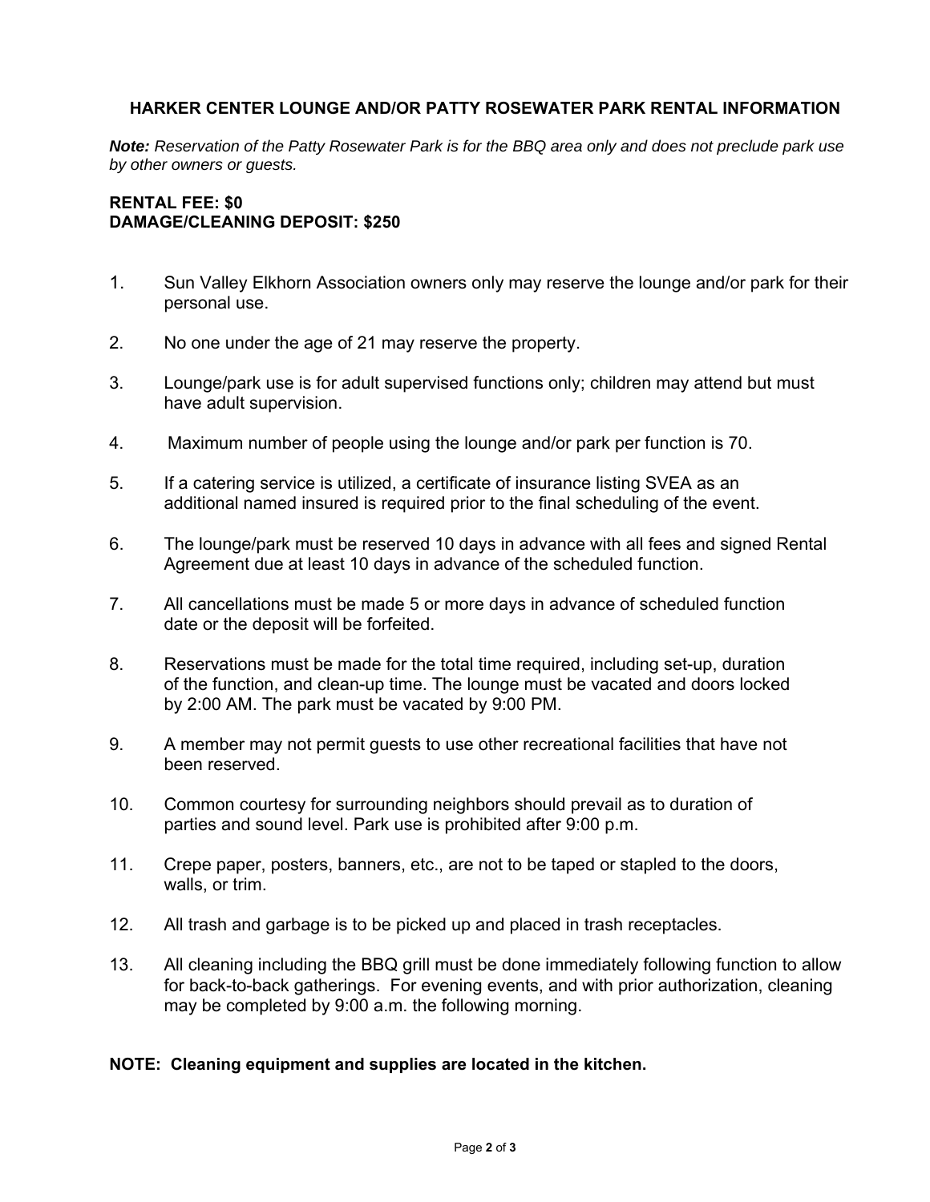## HARKER CENTER LOUNGE AND/OR PATTY ROSEWATER PARK RENTAL INFORMATION

***Note:*** *Reservation of the Patty Rosewater Park is for the BBQ area only and does not preclude park use by other owners or guests.*

**RENTAL FEE: $0**
**DAMAGE/CLEANING DEPOSIT: $250**

1. Sun Valley Elkhorn Association owners only may reserve the lounge and/or park for their personal use.

2. No one under the age of 21 may reserve the property.

3. Lounge/park use is for adult supervised functions only; children may attend but must have adult supervision.

4. Maximum number of people using the lounge and/or park per function is 70.

5. If a catering service is utilized, a certificate of insurance listing SVEA as an additional named insured is required prior to the final scheduling of the event.

6. The lounge/park must be reserved 10 days in advance with all fees and signed Rental Agreement due at least 10 days in advance of the scheduled function.

7. All cancellations must be made 5 or more days in advance of scheduled function date or the deposit will be forfeited.

8. Reservations must be made for the total time required, including set-up, duration of the function, and clean-up time. The lounge must be vacated and doors locked by 2:00 AM. The park must be vacated by 9:00 PM.

9. A member may not permit guests to use other recreational facilities that have not been reserved.

10. Common courtesy for surrounding neighbors should prevail as to duration of parties and sound level. Park use is prohibited after 9:00 p.m.

11. Crepe paper, posters, banners, etc., are not to be taped or stapled to the doors, walls, or trim.

12. All trash and garbage is to be picked up and placed in trash receptacles.

13. All cleaning including the BBQ grill must be done immediately following function to allow for back-to-back gatherings. For evening events, and with prior authorization, cleaning may be completed by 9:00 a.m. the following morning.

**NOTE: Cleaning equipment and supplies are located in the kitchen.**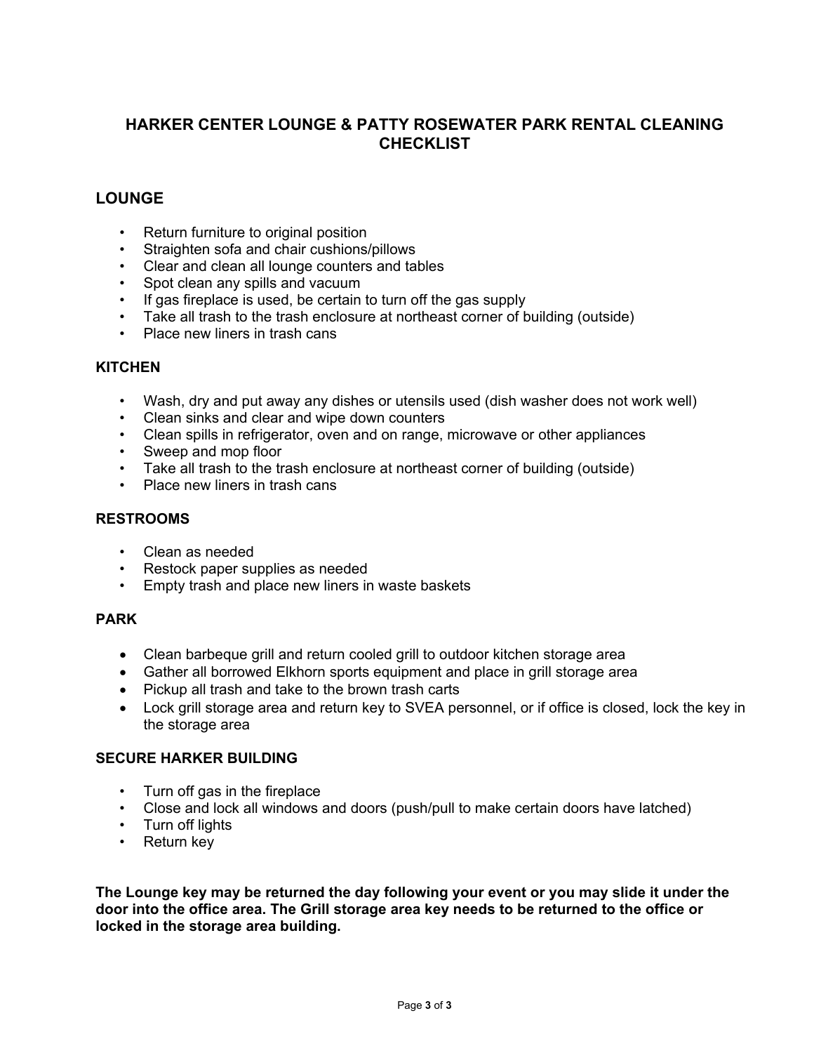# HARKER CENTER LOUNGE & PATTY ROSEWATER PARK RENTAL CLEANING CHECKLIST

## LOUNGE

- Return furniture to original position
- Straighten sofa and chair cushions/pillows
- Clear and clean all lounge counters and tables
- Spot clean any spills and vacuum
- If gas fireplace is used, be certain to turn off the gas supply
- Take all trash to the trash enclosure at northeast corner of building (outside)
- Place new liners in trash cans

### KITCHEN

- Wash, dry and put away any dishes or utensils used (dish washer does not work well)
- Clean sinks and clear and wipe down counters
- Clean spills in refrigerator, oven and on range, microwave or other appliances
- Sweep and mop floor
- Take all trash to the trash enclosure at northeast corner of building (outside)
- Place new liners in trash cans

### RESTROOMS

- Clean as needed
- Restock paper supplies as needed
- Empty trash and place new liners in waste baskets

### PARK

- Clean barbeque grill and return cooled grill to outdoor kitchen storage area
- Gather all borrowed Elkhorn sports equipment and place in grill storage area
- Pickup all trash and take to the brown trash carts
- Lock grill storage area and return key to SVEA personnel, or if office is closed, lock the key in the storage area

### SECURE HARKER BUILDING

- Turn off gas in the fireplace
- Close and lock all windows and doors (push/pull to make certain doors have latched)
- Turn off lights
- Return key

**The Lounge key may be returned the day following your event or you may slide it under the door into the office area. The Grill storage area key needs to be returned to the office or locked in the storage area building.**